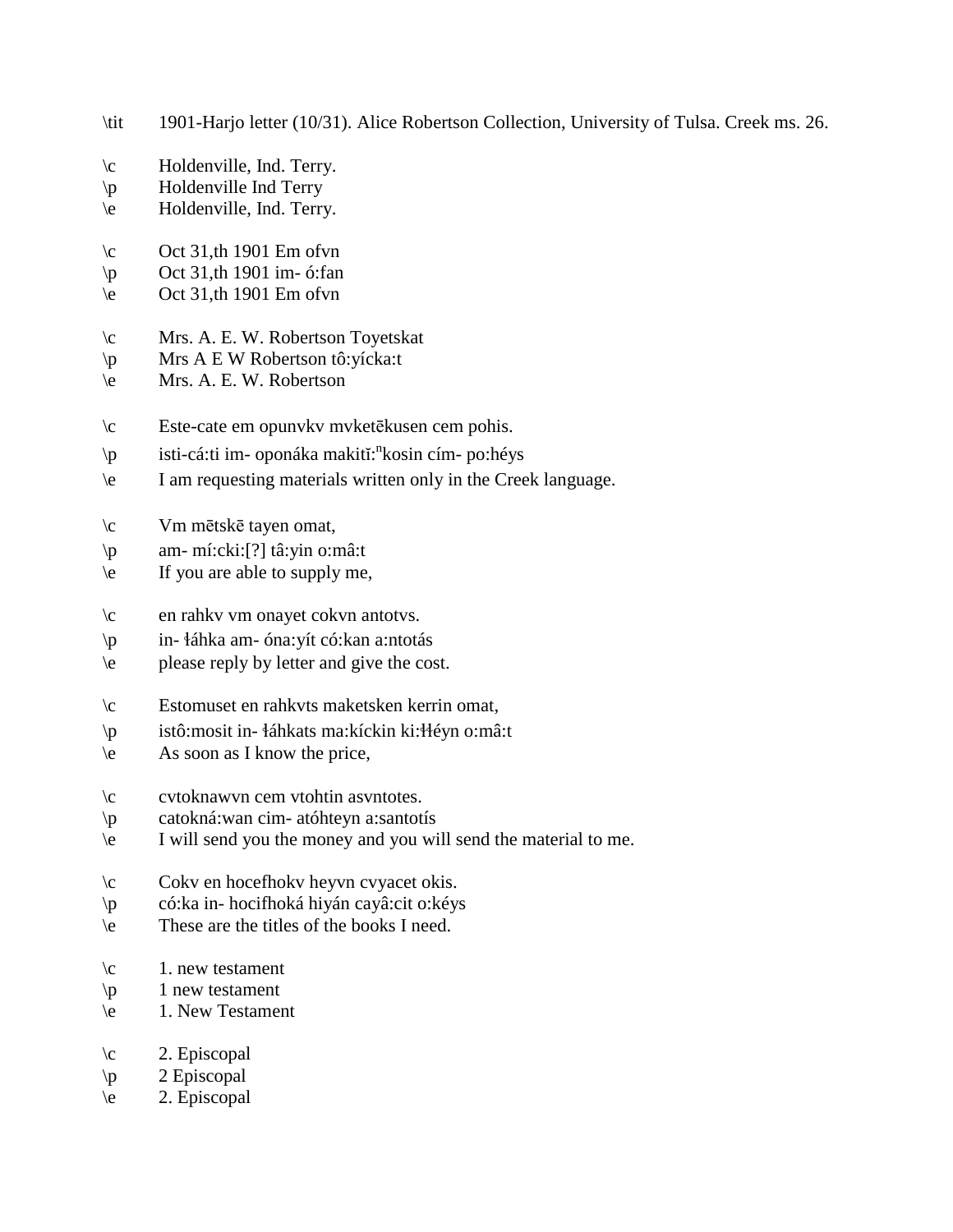\tit 1901-Harjo letter (10/31). Alice Robertson Collection, University of Tulsa. Creek ms. 26.

\c Holdenville, Ind. Terry.
\p Holdenville Ind Terry
\e Holdenville, Ind. Terry.

\c Oct 31,th 1901 Em ofvn
\p Oct 31,th 1901 im- ó:fan
\e Oct 31,th 1901 Em ofvn

\c Mrs. A. E. W. Robertson Toyetskat
\p Mrs A E W Robertson tô:yícka:t
\e Mrs. A. E. W. Robertson

\c Este-cate em opunvkv mvketēkusen cem pohis.
\p isti-cá:ti im- oponáka makitĭ:[n]kosin cím- po:héys
\e I am requesting materials written only in the Creek language.

\c Vm mētskē tayen omat,
\p am- mí:cki:[?] tâ:yin o:mâ:t
\e If you are able to supply me,

\c en rahkv vm onayet cokvn antotvs.
\p in- ɬáhka am- óna:yít có:kan a:ntotás
\e please reply by letter and give the cost.

\c Estomuset en rahkvts maketsken kerrin omat,
\p istô:mosit in- ɬáhkats ma:kíckin ki:ɬɬéyn o:mâ:t
\e As soon as I know the price,

\c cvtoknawvn cem vtohtin asvntotes.
\p catokná:wan cim- atóhteyn a:santotís
\e I will send you the money and you will send the material to me.

\c Cokv en hocefhokv heyvn cvyacet okis.
\p có:ka in- hocifhoká hiyán cayâ:cit o:kéys
\e These are the titles of the books I need.

\c 1. new testament
\p 1 new testament
\e 1. New Testament

\c 2. Episcopal
\p 2 Episcopal
\e 2. Episcopal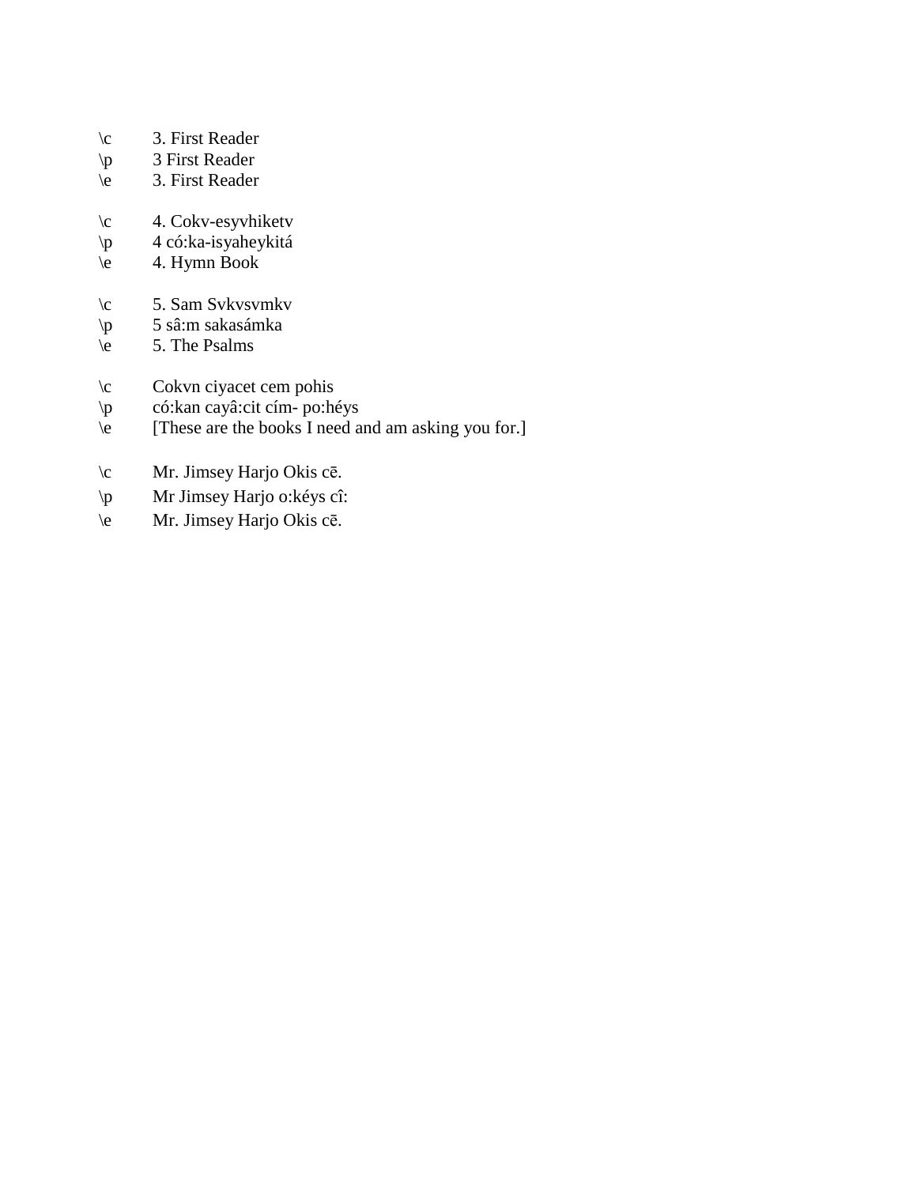\c 3. First Reader
\p 3 First Reader
\e 3. First Reader

\c 4. Cokv-esyvhiketv
\p 4 có:ka-isyaheykitá
\e 4. Hymn Book

\c 5. Sam Svkvsvmkv
\p 5 sâ:m sakasámka
\e 5. The Psalms

\c Cokvn ciyacet cem pohis
\p có:kan cayâ:cit cím- po:héys
\e [These are the books I need and am asking you for.]

\c Mr. Jimsey Harjo Okis cē.
\p Mr Jimsey Harjo o:kéys cî:
\e Mr. Jimsey Harjo Okis cē.